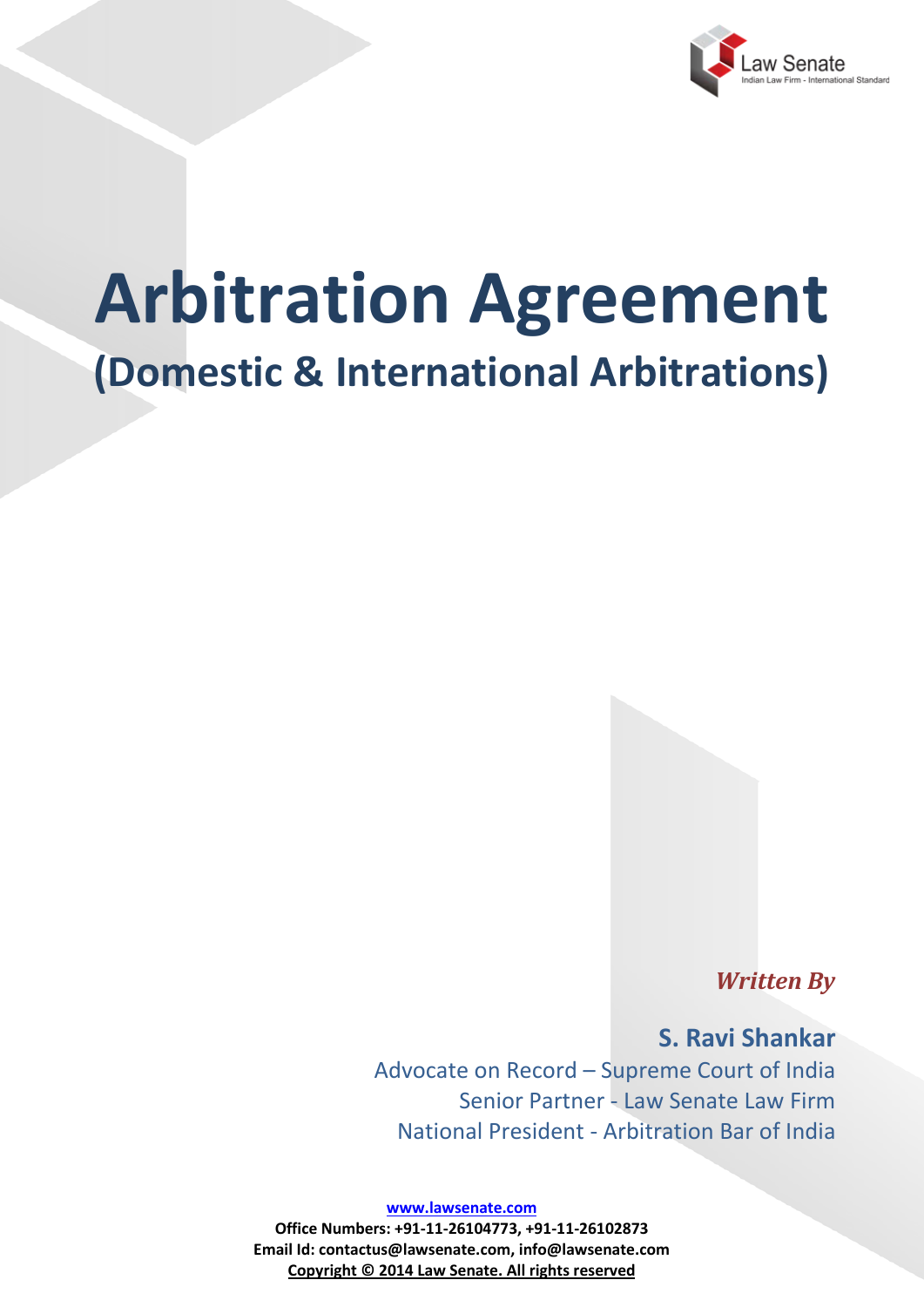Law Senate
Indian Law Firm - International Standard

# Arbitration Agreement

## (Domestic & International Arbitrations)

*Written By*

**S. Ravi Shankar**
Advocate on Record – Supreme Court of India
Senior Partner - Law Senate Law Firm
National President - Arbitration Bar of India

www.lawsenate.com
**Office Numbers: +91-11-26104773, +91-11-26102873**
**Email Id: contactus@lawsenate.com, info@lawsenate.com**
**Copyright © 2014 Law Senate. All rights reserved**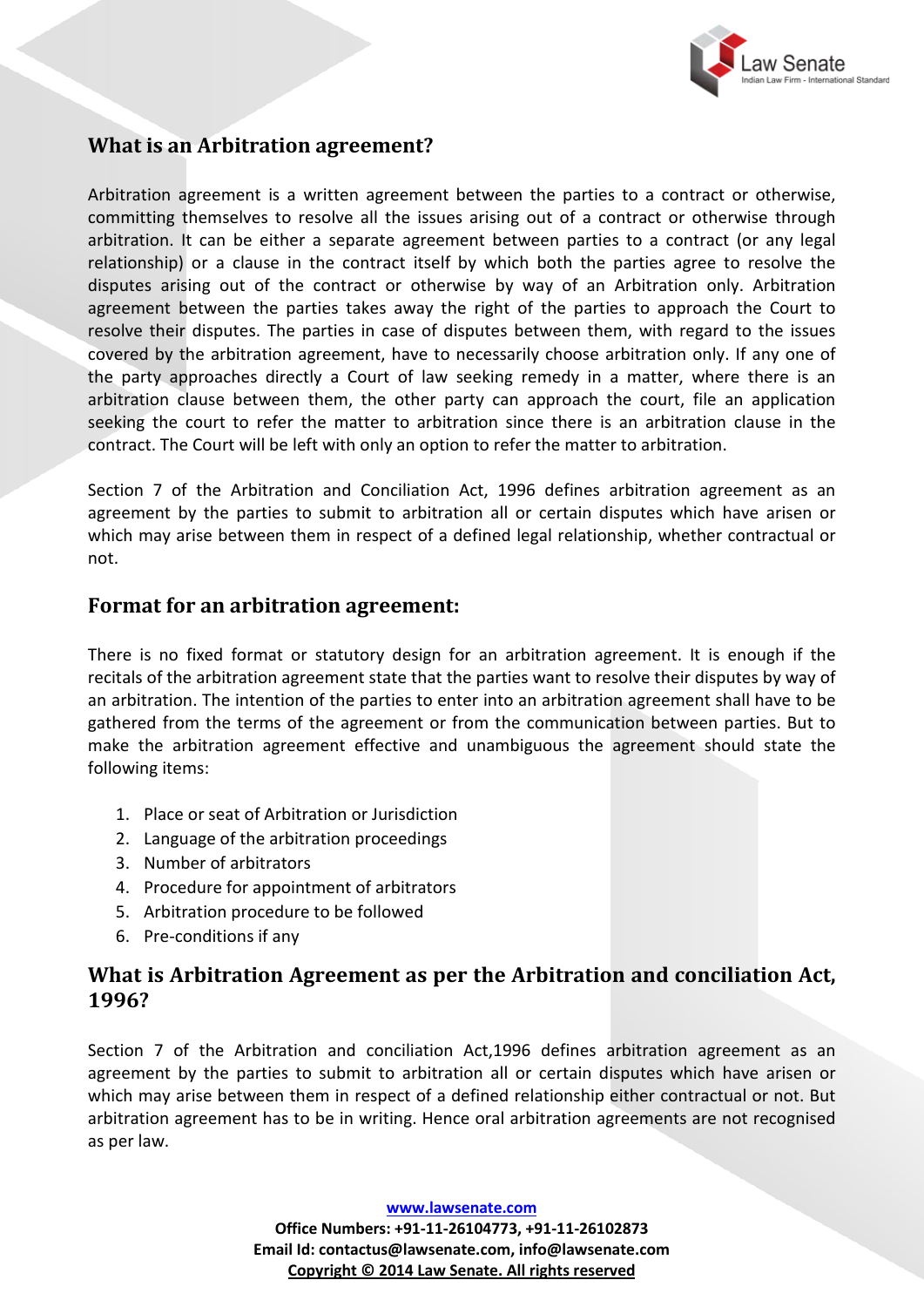## What is an Arbitration agreement?

Arbitration agreement is a written agreement between the parties to a contract or otherwise, committing themselves to resolve all the issues arising out of a contract or otherwise through arbitration. It can be either a separate agreement between parties to a contract (or any legal relationship) or a clause in the contract itself by which both the parties agree to resolve the disputes arising out of the contract or otherwise by way of an Arbitration only. Arbitration agreement between the parties takes away the right of the parties to approach the Court to resolve their disputes. The parties in case of disputes between them, with regard to the issues covered by the arbitration agreement, have to necessarily choose arbitration only. If any one of the party approaches directly a Court of law seeking remedy in a matter, where there is an arbitration clause between them, the other party can approach the court, file an application seeking the court to refer the matter to arbitration since there is an arbitration clause in the contract. The Court will be left with only an option to refer the matter to arbitration.

Section 7 of the Arbitration and Conciliation Act, 1996 defines arbitration agreement as an agreement by the parties to submit to arbitration all or certain disputes which have arisen or which may arise between them in respect of a defined legal relationship, whether contractual or not.

## Format for an arbitration agreement:

There is no fixed format or statutory design for an arbitration agreement. It is enough if the recitals of the arbitration agreement state that the parties want to resolve their disputes by way of an arbitration. The intention of the parties to enter into an arbitration agreement shall have to be gathered from the terms of the agreement or from the communication between parties. But to make the arbitration agreement effective and unambiguous the agreement should state the following items:

1. Place or seat of Arbitration or Jurisdiction
2. Language of the arbitration proceedings
3. Number of arbitrators
4. Procedure for appointment of arbitrators
5. Arbitration procedure to be followed
6. Pre-conditions if any

## What is Arbitration Agreement as per the Arbitration and conciliation Act, 1996?

Section 7 of the Arbitration and conciliation Act,1996 defines arbitration agreement as an agreement by the parties to submit to arbitration all or certain disputes which have arisen or which may arise between them in respect of a defined relationship either contractual or not. But arbitration agreement has to be in writing. Hence oral arbitration agreements are not recognised as per law.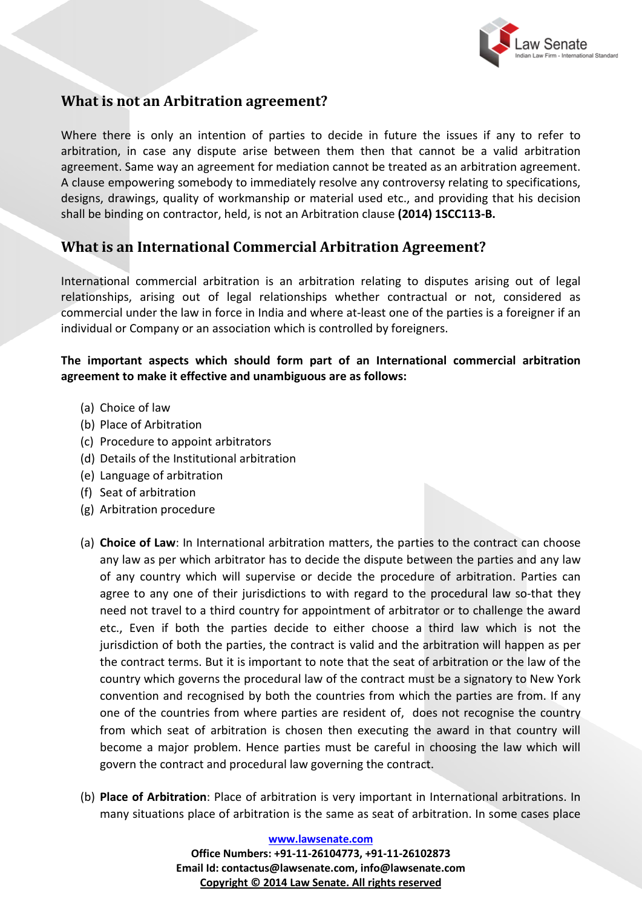## What is not an Arbitration agreement?

Where there is only an intention of parties to decide in future the issues if any to refer to arbitration, in case any dispute arise between them then that cannot be a valid arbitration agreement. Same way an agreement for mediation cannot be treated as an arbitration agreement. A clause empowering somebody to immediately resolve any controversy relating to specifications, designs, drawings, quality of workmanship or material used etc., and providing that his decision shall be binding on contractor, held, is not an Arbitration clause **(2014) 1SCC113-B.**

## What is an International Commercial Arbitration Agreement?

International commercial arbitration is an arbitration relating to disputes arising out of legal relationships, arising out of legal relationships whether contractual or not, considered as commercial under the law in force in India and where at-least one of the parties is a foreigner if an individual or Company or an association which is controlled by foreigners.

**The important aspects which should form part of an International commercial arbitration agreement to make it effective and unambiguous are as follows:**

(a) Choice of law
(b) Place of Arbitration
(c) Procedure to appoint arbitrators
(d) Details of the Institutional arbitration
(e) Language of arbitration
(f) Seat of arbitration
(g) Arbitration procedure

(a) **Choice of Law**: In International arbitration matters, the parties to the contract can choose any law as per which arbitrator has to decide the dispute between the parties and any law of any country which will supervise or decide the procedure of arbitration. Parties can agree to any one of their jurisdictions to with regard to the procedural law so-that they need not travel to a third country for appointment of arbitrator or to challenge the award etc., Even if both the parties decide to either choose a third law which is not the jurisdiction of both the parties, the contract is valid and the arbitration will happen as per the contract terms. But it is important to note that the seat of arbitration or the law of the country which governs the procedural law of the contract must be a signatory to New York convention and recognised by both the countries from which the parties are from. If any one of the countries from where parties are resident of, does not recognise the country from which seat of arbitration is chosen then executing the award in that country will become a major problem. Hence parties must be careful in choosing the law which will govern the contract and procedural law governing the contract.

(b) **Place of Arbitration**: Place of arbitration is very important in International arbitrations. In many situations place of arbitration is the same as seat of arbitration. In some cases place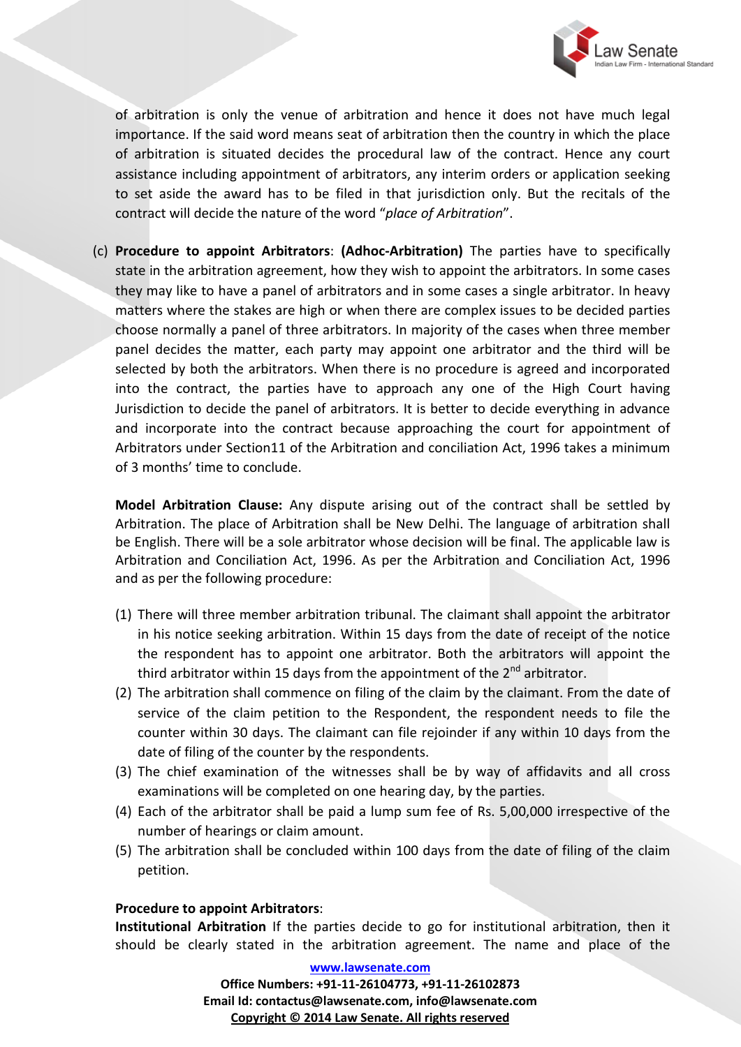of arbitration is only the venue of arbitration and hence it does not have much legal importance. If the said word means seat of arbitration then the country in which the place of arbitration is situated decides the procedural law of the contract. Hence any court assistance including appointment of arbitrators, any interim orders or application seeking to set aside the award has to be filed in that jurisdiction only. But the recitals of the contract will decide the nature of the word "*place of Arbitration*".

(c) **Procedure to appoint Arbitrators**: **(Adhoc-Arbitration)** The parties have to specifically state in the arbitration agreement, how they wish to appoint the arbitrators. In some cases they may like to have a panel of arbitrators and in some cases a single arbitrator. In heavy matters where the stakes are high or when there are complex issues to be decided parties choose normally a panel of three arbitrators. In majority of the cases when three member panel decides the matter, each party may appoint one arbitrator and the third will be selected by both the arbitrators. When there is no procedure is agreed and incorporated into the contract, the parties have to approach any one of the High Court having Jurisdiction to decide the panel of arbitrators. It is better to decide everything in advance and incorporate into the contract because approaching the court for appointment of Arbitrators under Section11 of the Arbitration and conciliation Act, 1996 takes a minimum of 3 months' time to conclude.

**Model Arbitration Clause:** Any dispute arising out of the contract shall be settled by Arbitration. The place of Arbitration shall be New Delhi. The language of arbitration shall be English. There will be a sole arbitrator whose decision will be final. The applicable law is Arbitration and Conciliation Act, 1996. As per the Arbitration and Conciliation Act, 1996 and as per the following procedure:

(1) There will three member arbitration tribunal. The claimant shall appoint the arbitrator in his notice seeking arbitration. Within 15 days from the date of receipt of the notice the respondent has to appoint one arbitrator. Both the arbitrators will appoint the third arbitrator within 15 days from the appointment of the 2nd arbitrator.
(2) The arbitration shall commence on filing of the claim by the claimant. From the date of service of the claim petition to the Respondent, the respondent needs to file the counter within 30 days. The claimant can file rejoinder if any within 10 days from the date of filing of the counter by the respondents.
(3) The chief examination of the witnesses shall be by way of affidavits and all cross examinations will be completed on one hearing day, by the parties.
(4) Each of the arbitrator shall be paid a lump sum fee of Rs. 5,00,000 irrespective of the number of hearings or claim amount.
(5) The arbitration shall be concluded within 100 days from the date of filing of the claim petition.

**Procedure to appoint Arbitrators**:
**Institutional Arbitration** If the parties decide to go for institutional arbitration, then it should be clearly stated in the arbitration agreement. The name and place of the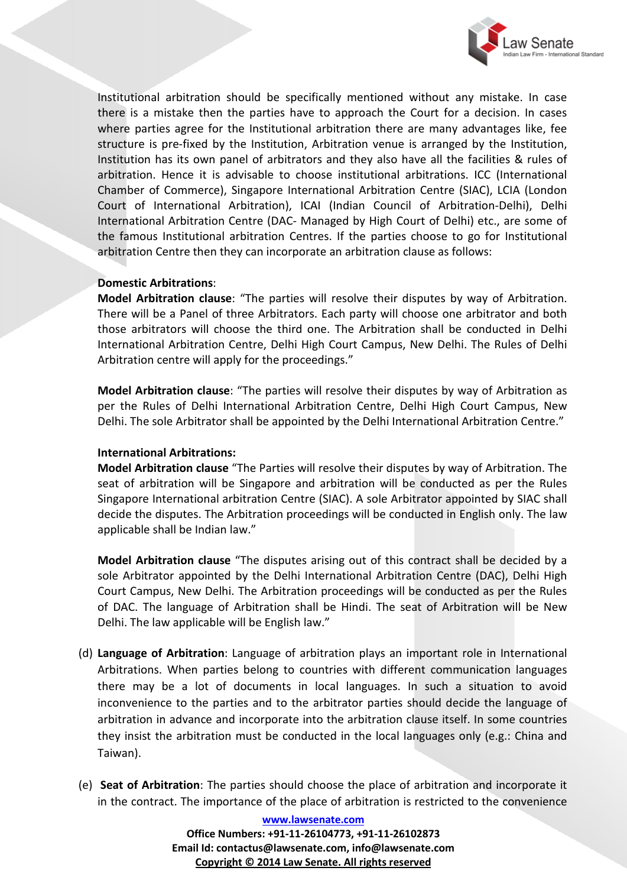Institutional arbitration should be specifically mentioned without any mistake. In case there is a mistake then the parties have to approach the Court for a decision. In cases where parties agree for the Institutional arbitration there are many advantages like, fee structure is pre-fixed by the Institution, Arbitration venue is arranged by the Institution, Institution has its own panel of arbitrators and they also have all the facilities & rules of arbitration. Hence it is advisable to choose institutional arbitrations. ICC (International Chamber of Commerce), Singapore International Arbitration Centre (SIAC), LCIA (London Court of International Arbitration), ICAI (Indian Council of Arbitration-Delhi), Delhi International Arbitration Centre (DAC- Managed by High Court of Delhi) etc., are some of the famous Institutional arbitration Centres. If the parties choose to go for Institutional arbitration Centre then they can incorporate an arbitration clause as follows:

**Domestic Arbitrations**:

**Model Arbitration clause**: "The parties will resolve their disputes by way of Arbitration. There will be a Panel of three Arbitrators. Each party will choose one arbitrator and both those arbitrators will choose the third one. The Arbitration shall be conducted in Delhi International Arbitration Centre, Delhi High Court Campus, New Delhi. The Rules of Delhi Arbitration centre will apply for the proceedings."

**Model Arbitration clause**: "The parties will resolve their disputes by way of Arbitration as per the Rules of Delhi International Arbitration Centre, Delhi High Court Campus, New Delhi. The sole Arbitrator shall be appointed by the Delhi International Arbitration Centre."

**International Arbitrations:**

**Model Arbitration clause** "The Parties will resolve their disputes by way of Arbitration. The seat of arbitration will be Singapore and arbitration will be conducted as per the Rules Singapore International arbitration Centre (SIAC). A sole Arbitrator appointed by SIAC shall decide the disputes. The Arbitration proceedings will be conducted in English only. The law applicable shall be Indian law."

**Model Arbitration clause** "The disputes arising out of this contract shall be decided by a sole Arbitrator appointed by the Delhi International Arbitration Centre (DAC), Delhi High Court Campus, New Delhi. The Arbitration proceedings will be conducted as per the Rules of DAC. The language of Arbitration shall be Hindi. The seat of Arbitration will be New Delhi. The law applicable will be English law."

(d) **Language of Arbitration**: Language of arbitration plays an important role in International Arbitrations. When parties belong to countries with different communication languages there may be a lot of documents in local languages. In such a situation to avoid inconvenience to the parties and to the arbitrator parties should decide the language of arbitration in advance and incorporate into the arbitration clause itself. In some countries they insist the arbitration must be conducted in the local languages only (e.g.: China and Taiwan).

(e) **Seat of Arbitration**: The parties should choose the place of arbitration and incorporate it in the contract. The importance of the place of arbitration is restricted to the convenience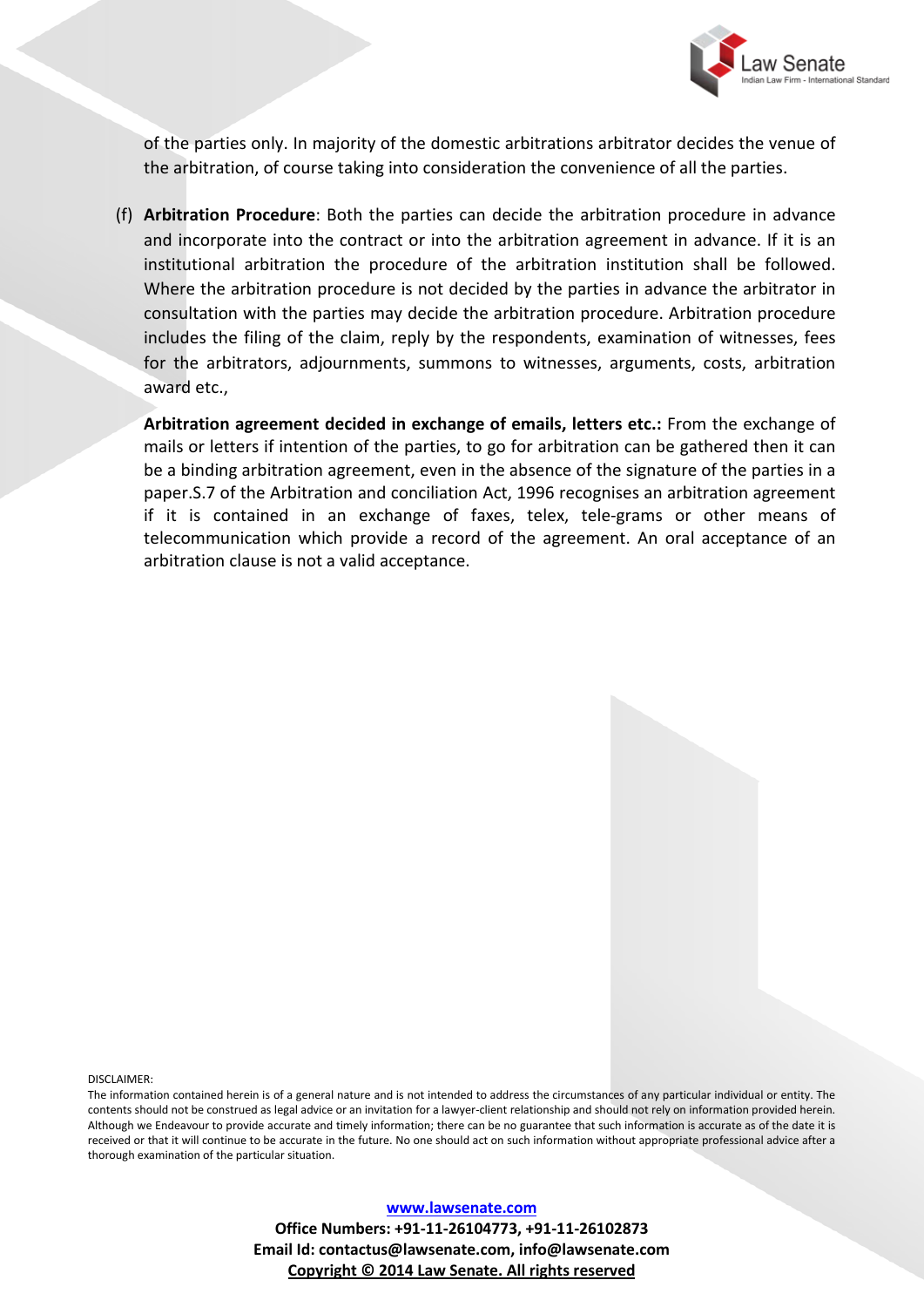of the parties only. In majority of the domestic arbitrations arbitrator decides the venue of the arbitration, of course taking into consideration the convenience of all the parties.

(f) **Arbitration Procedure**: Both the parties can decide the arbitration procedure in advance and incorporate into the contract or into the arbitration agreement in advance. If it is an institutional arbitration the procedure of the arbitration institution shall be followed. Where the arbitration procedure is not decided by the parties in advance the arbitrator in consultation with the parties may decide the arbitration procedure. Arbitration procedure includes the filing of the claim, reply by the respondents, examination of witnesses, fees for the arbitrators, adjournments, summons to witnesses, arguments, costs, arbitration award etc.,

**Arbitration agreement decided in exchange of emails, letters etc.:** From the exchange of mails or letters if intention of the parties, to go for arbitration can be gathered then it can be a binding arbitration agreement, even in the absence of the signature of the parties in a paper.S.7 of the Arbitration and conciliation Act, 1996 recognises an arbitration agreement if it is contained in an exchange of faxes, telex, tele-grams or other means of telecommunication which provide a record of the agreement. An oral acceptance of an arbitration clause is not a valid acceptance.

DISCLAIMER:
The information contained herein is of a general nature and is not intended to address the circumstances of any particular individual or entity. The contents should not be construed as legal advice or an invitation for a lawyer-client relationship and should not rely on information provided herein. Although we Endeavour to provide accurate and timely information; there can be no guarantee that such information is accurate as of the date it is received or that it will continue to be accurate in the future. No one should act on such information without appropriate professional advice after a thorough examination of the particular situation.

**www.lawsenate.com**
**Office Numbers: +91-11-26104773, +91-11-26102873**
**Email Id: contactus@lawsenate.com, info@lawsenate.com**
**Copyright © 2014 Law Senate. All rights reserved**